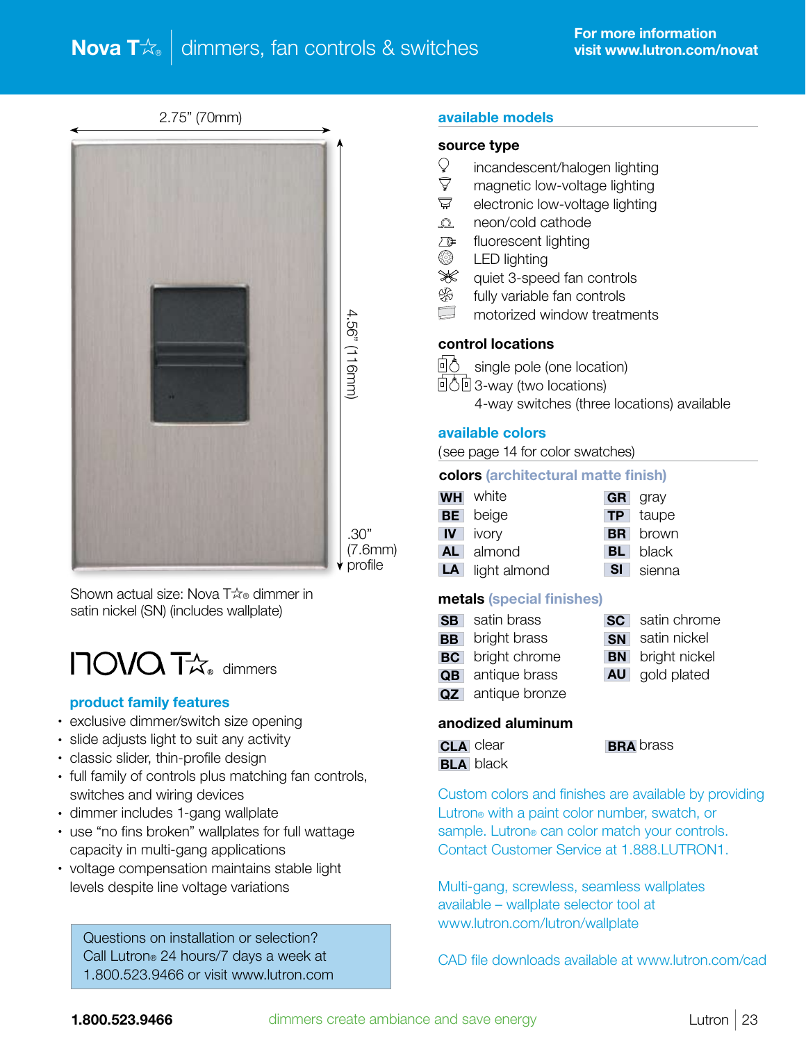# Nova T☆® | dimmers, fan controls & switches

For more information visit www.lutron.com/novat

2.75” (70mm)

4.56” (116mm)

.30” (7.6mm) profile

Shown actual size: Nova T☆® dimmer in satin nickel (SN) (includes wallplate)

## nova T☆® dimmers

### product family features

- exclusive dimmer/switch size opening
- slide adjusts light to suit any activity
- classic slider, thin-profile design
- full family of controls plus matching fan controls, switches and wiring devices
- dimmer includes 1-gang wallplate
- use “no fins broken” wallplates for full wattage capacity in multi-gang applications
- voltage compensation maintains stable light levels despite line voltage variations

Questions on installation or selection? Call Lutron® 24 hours/7 days a week at 1.800.523.9466 or visit www.lutron.com

### available models

**source type**

- incandescent/halogen lighting
- magnetic low-voltage lighting
- electronic low-voltage lighting
- neon/cold cathode
- fluorescent lighting
- LED lighting
- quiet 3-speed fan controls
- fully variable fan controls
- motorized window treatments

**control locations**

- single pole (one location)
- 3-way (two locations)
- 4-way switches (three locations) available

### available colors

(see page 14 for color swatches)

**colors** (architectural matte finish)

| | | | |
|---|---|---|---|
| WH | white | GR | gray |
| BE | beige | TP | taupe |
| IV | ivory | BR | brown |
| AL | almond | BL | black |
| LA | light almond | SI | sienna |

**metals** (special finishes)

| | | | |
|---|---|---|---|
| SB | satin brass | SC | satin chrome |
| BB | bright brass | SN | satin nickel |
| BC | bright chrome | BN | bright nickel |
| QB | antique brass | AU | gold plated |
| QZ | antique bronze | | |

**anodized aluminum**

| | | | |
|---|---|---|---|
| CLA | clear | BRA | brass |
| BLA | black | | |

Custom colors and finishes are available by providing Lutron® with a paint color number, swatch, or sample. Lutron® can color match your controls. Contact Customer Service at 1.888.LUTRON1.

Multi-gang, screwless, seamless wallplates available – wallplate selector tool at www.lutron.com/lutron/wallplate

CAD file downloads available at www.lutron.com/cad

1.800.523.9466 dimmers create ambiance and save energy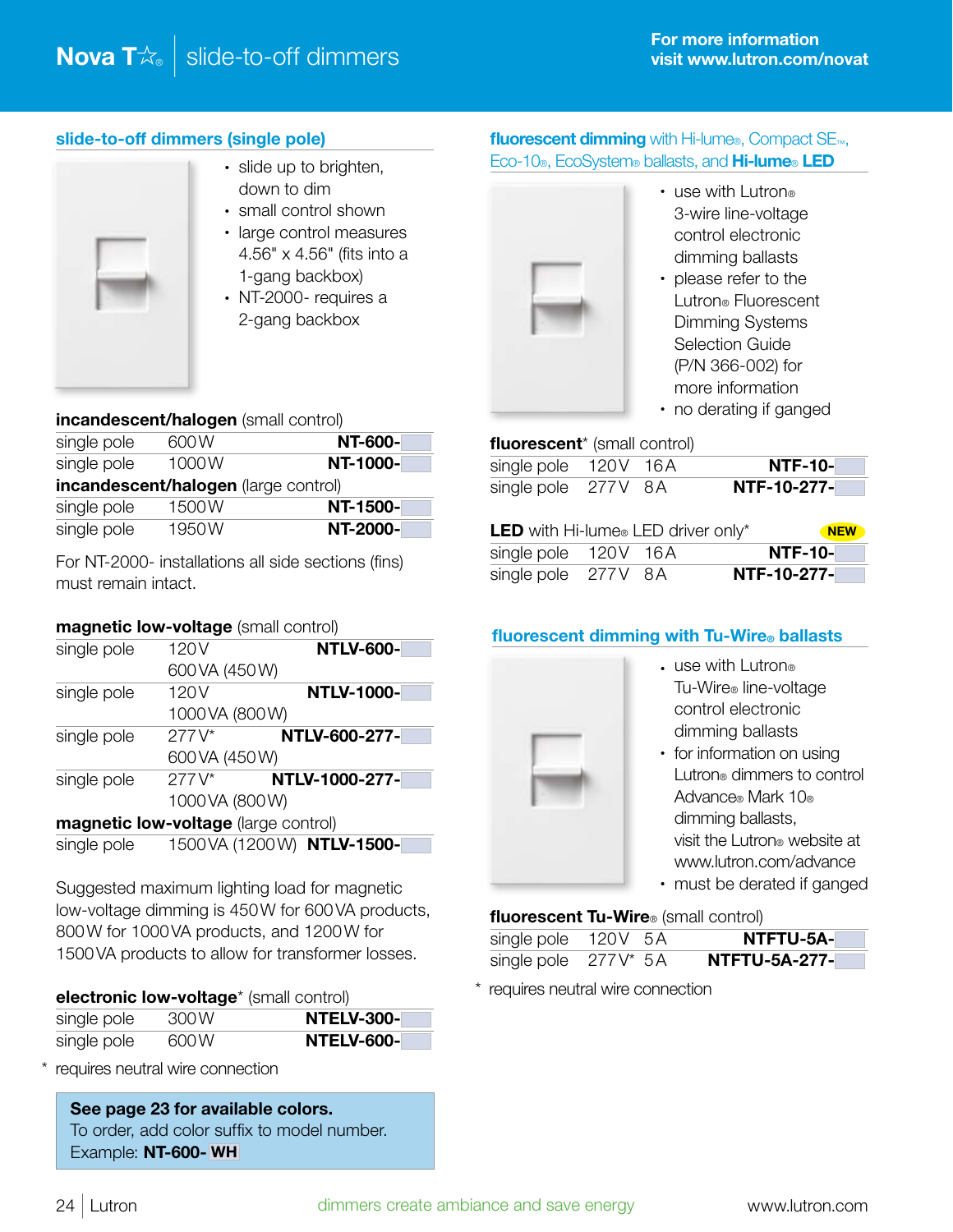# Nova T☆® | slide-to-off dimmers

For more information visit www.lutron.com/novat

## slide-to-off dimmers (single pole)

- slide up to brighten, down to dim
- small control shown
- large control measures 4.56" x 4.56" (fits into a 1-gang backbox)
- NT-2000- requires a 2-gang backbox

| **incandescent/halogen** (small control) | | |
|---|---|---|
| single pole | 600 W | **NT-600-** |
| single pole | 1000 W | **NT-1000-** |
| **incandescent/halogen** (large control) | | |
| single pole | 1500 W | **NT-1500-** |
| single pole | 1950 W | **NT-2000-** |

For NT-2000- installations all side sections (fins) must remain intact.

| **magnetic low-voltage** (small control) | | |
|---|---|---|
| single pole | 120 V 600 VA (450 W) | **NTLV-600-** |
| single pole | 120 V 1000 VA (800 W) | **NTLV-1000-** |
| single pole | 277 V* 600 VA (450 W) | **NTLV-600-277-** |
| single pole | 277 V* 1000 VA (800 W) | **NTLV-1000-277-** |
| **magnetic low-voltage** (large control) | | |
| single pole | 1500 VA (1200 W) | **NTLV-1500-** |

Suggested maximum lighting load for magnetic low-voltage dimming is 450 W for 600 VA products, 800 W for 1000 VA products, and 1200 W for 1500 VA products to allow for transformer losses.

| **electronic low-voltage*** (small control) | | |
|---|---|---|
| single pole | 300 W | **NTELV-300-** |
| single pole | 600 W | **NTELV-600-** |

\* requires neutral wire connection

**See page 23 for available colors.**
To order, add color suffix to model number.
Example: **NT-600- WH**

## fluorescent dimming with Hi-lume®, Compact SE™, Eco-10®, EcoSystem® ballasts, and Hi-lume® LED

- use with Lutron® 3-wire line-voltage control electronic dimming ballasts
- please refer to the Lutron® Fluorescent Dimming Systems Selection Guide (P/N 366-002) for more information
- no derating if ganged

| **fluorescent*** (small control) | | | |
|---|---|---|---|
| single pole | 120 V | 16 A | **NTF-10-** |
| single pole | 277 V | 8 A | **NTF-10-277-** |

| **LED** with Hi-lume® LED driver only* **NEW** | | | |
|---|---|---|---|
| single pole | 120 V | 16 A | **NTF-10-** |
| single pole | 277 V | 8 A | **NTF-10-277-** |

## fluorescent dimming with Tu-Wire® ballasts

- use with Lutron® Tu-Wire® line-voltage control electronic dimming ballasts
- for information on using Lutron® dimmers to control Advance® Mark 10® dimming ballasts, visit the Lutron® website at www.lutron.com/advance
- must be derated if ganged

| **fluorescent Tu-Wire®** (small control) | | | |
|---|---|---|---|
| single pole | 120 V | 5 A | **NTFTU-5A-** |
| single pole | 277 V* | 5 A | **NTFTU-5A-277-** |

\* requires neutral wire connection

dimmers create ambiance and save energy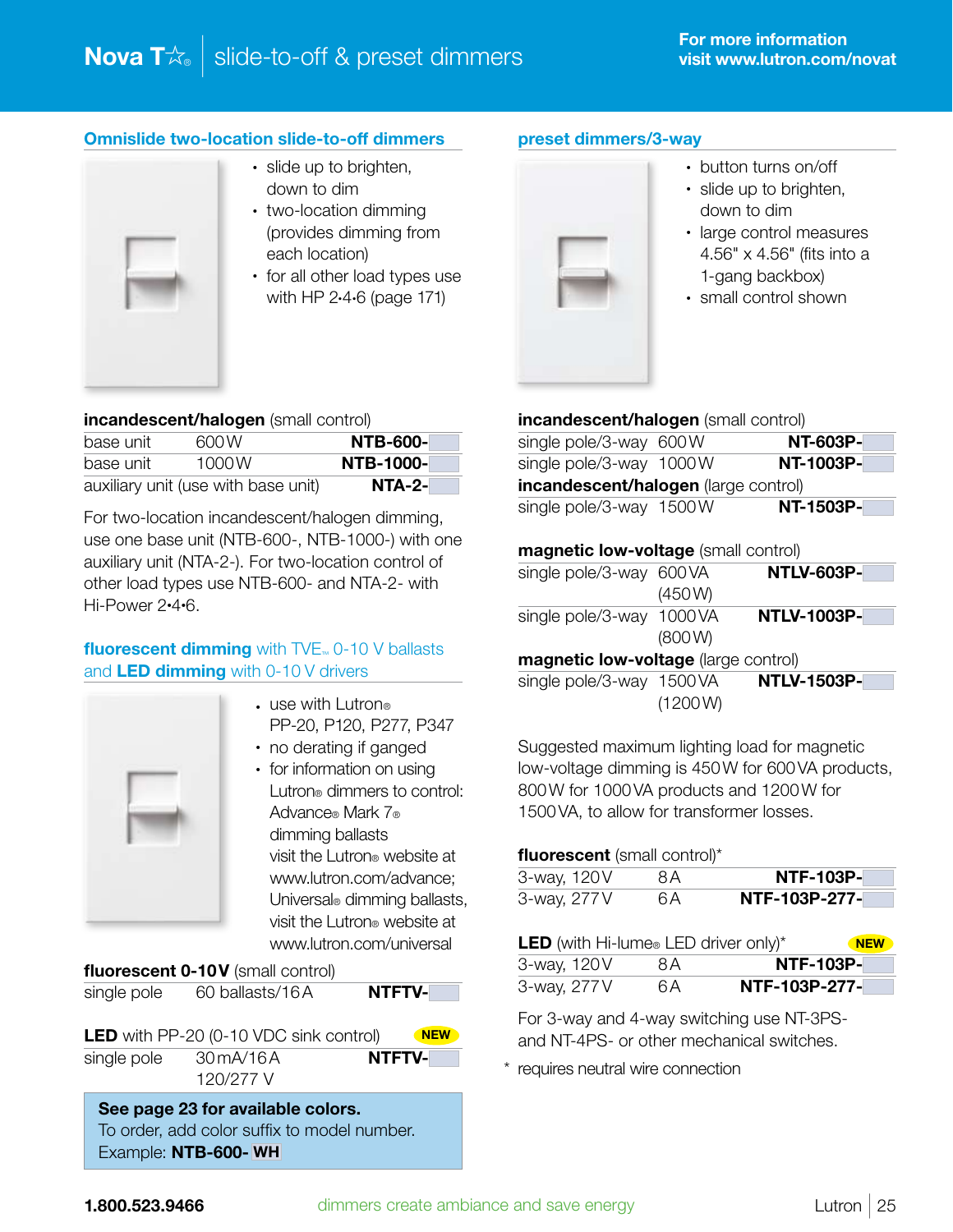# Nova T☆® | slide-to-off & preset dimmers

For more information visit www.lutron.com/novat

## Omnislide two-location slide-to-off dimmers

- slide up to brighten, down to dim
- two-location dimming (provides dimming from each location)
- for all other load types use with HP 2•4•6 (page 171)

**incandescent/halogen** (small control)

| | | |
|---|---|---|
| base unit | 600 W | **NTB-600-** |
| base unit | 1000 W | **NTB-1000-** |
| auxiliary unit (use with base unit) | | **NTA-2-** |

For two-location incandescent/halogen dimming, use one base unit (NTB-600-, NTB-1000-) with one auxiliary unit (NTA-2-). For two-location control of other load types use NTB-600- and NTA-2- with Hi-Power 2•4•6.

## fluorescent dimming with TVE™ 0-10 V ballasts and LED dimming with 0-10 V drivers

- use with Lutron® PP-20, P120, P277, P347
- no derating if ganged
- for information on using Lutron® dimmers to control: Advance® Mark 7® dimming ballasts visit the Lutron® website at www.lutron.com/advance; Universal® dimming ballasts, visit the Lutron® website at www.lutron.com/universal

**fluorescent 0-10V** (small control)

| | | |
|---|---|---|
| single pole | 60 ballasts/16 A | **NTFTV-** |

**LED** with PP-20 (0-10 VDC sink control) **NEW**

| | | |
|---|---|---|
| single pole | 30 mA/16 A 120/277 V | **NTFTV-** |

**See page 23 for available colors.**
To order, add color suffix to model number.
Example: **NTB-600- WH**

## preset dimmers/3-way

- button turns on/off
- slide up to brighten, down to dim
- large control measures 4.56" x 4.56" (fits into a 1-gang backbox)
- small control shown

**incandescent/halogen** (small control)

| | | |
|---|---|---|
| single pole/3-way | 600 W | **NT-603P-** |
| single pole/3-way | 1000 W | **NT-1003P-** |

**incandescent/halogen** (large control)

| | | |
|---|---|---|
| single pole/3-way | 1500 W | **NT-1503P-** |

**magnetic low-voltage** (small control)

| | | |
|---|---|---|
| single pole/3-way | 600 VA (450 W) | **NTLV-603P-** |
| single pole/3-way | 1000 VA (800 W) | **NTLV-1003P-** |

**magnetic low-voltage** (large control)

| | | |
|---|---|---|
| single pole/3-way | 1500 VA (1200 W) | **NTLV-1503P-** |

Suggested maximum lighting load for magnetic low-voltage dimming is 450 W for 600 VA products, 800 W for 1000 VA products and 1200 W for 1500 VA, to allow for transformer losses.

**fluorescent** (small control)*

| | | |
|---|---|---|
| 3-way, 120 V | 8 A | **NTF-103P-** |
| 3-way, 277 V | 6 A | **NTF-103P-277-** |

**LED** (with Hi-lume® LED driver only)* **NEW**

| | | |
|---|---|---|
| 3-way, 120 V | 8 A | **NTF-103P-** |
| 3-way, 277 V | 6 A | **NTF-103P-277-** |

For 3-way and 4-way switching use NT-3PS- and NT-4PS- or other mechanical switches.

\* requires neutral wire connection

1.800.523.9466 dimmers create ambiance and save energy Lutron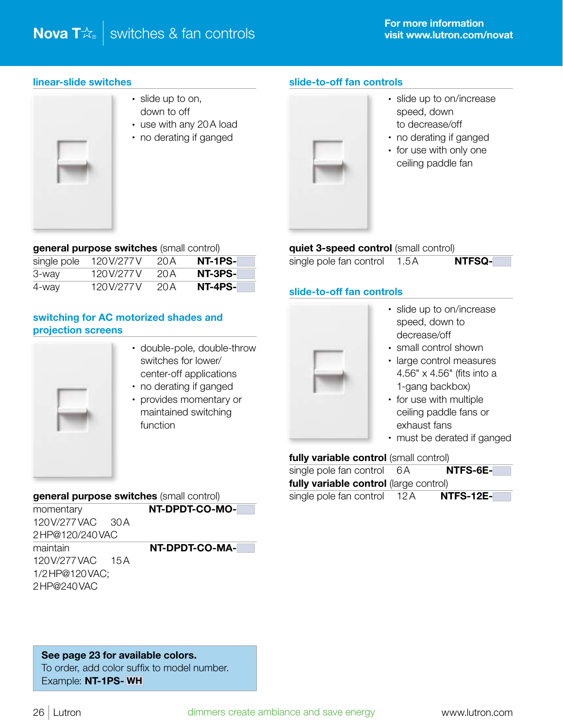# Nova T☆® switches & fan controls

For more information visit www.lutron.com/novat

## linear-slide switches

- slide up to on, down to off
- use with any 20 A load
- no derating if ganged

**general purpose switches** (small control)

| | | | |
|---|---|---|---|
| single pole | 120 V/277 V | 20 A | **NT-1PS-** |
| 3-way | 120 V/277 V | 20 A | **NT-3PS-** |
| 4-way | 120 V/277 V | 20 A | **NT-4PS-** |

## switching for AC motorized shades and projection screens

- double-pole, double-throw switches for lower/center-off applications
- no derating if ganged
- provides momentary or maintained switching function

**general purpose switches** (small control)

| | |
|---|---|
| momentary<br>120 V/277 VAC 30 A<br>2 HP@120/240 VAC | **NT-DPDT-CO-MO-** |
| maintain<br>120 V/277 VAC 15 A<br>1/2 HP@120 VAC;<br>2 HP@240 VAC | **NT-DPDT-CO-MA-** |

## slide-to-off fan controls

- slide up to on/increase speed, down to decrease/off
- no derating if ganged
- for use with only one ceiling paddle fan

**quiet 3-speed control** (small control)

| | | |
|---|---|---|
| single pole fan control | 1.5 A | **NTFSQ-** |

## slide-to-off fan controls

- slide up to on/increase speed, down to decrease/off
- small control shown
- large control measures 4.56" x 4.56" (fits into a 1-gang backbox)
- for use with multiple ceiling paddle fans or exhaust fans
- must be derated if ganged

**fully variable control** (small control)

| | | |
|---|---|---|
| single pole fan control | 6 A | **NTFS-6E-** |

**fully variable control** (large control)

| | | |
|---|---|---|
| single pole fan control | 12 A | **NTFS-12E-** |

**See page 23 for available colors.**
To order, add color suffix to model number.
Example: **NT-1PS- WH**

dimmers create ambiance and save energy